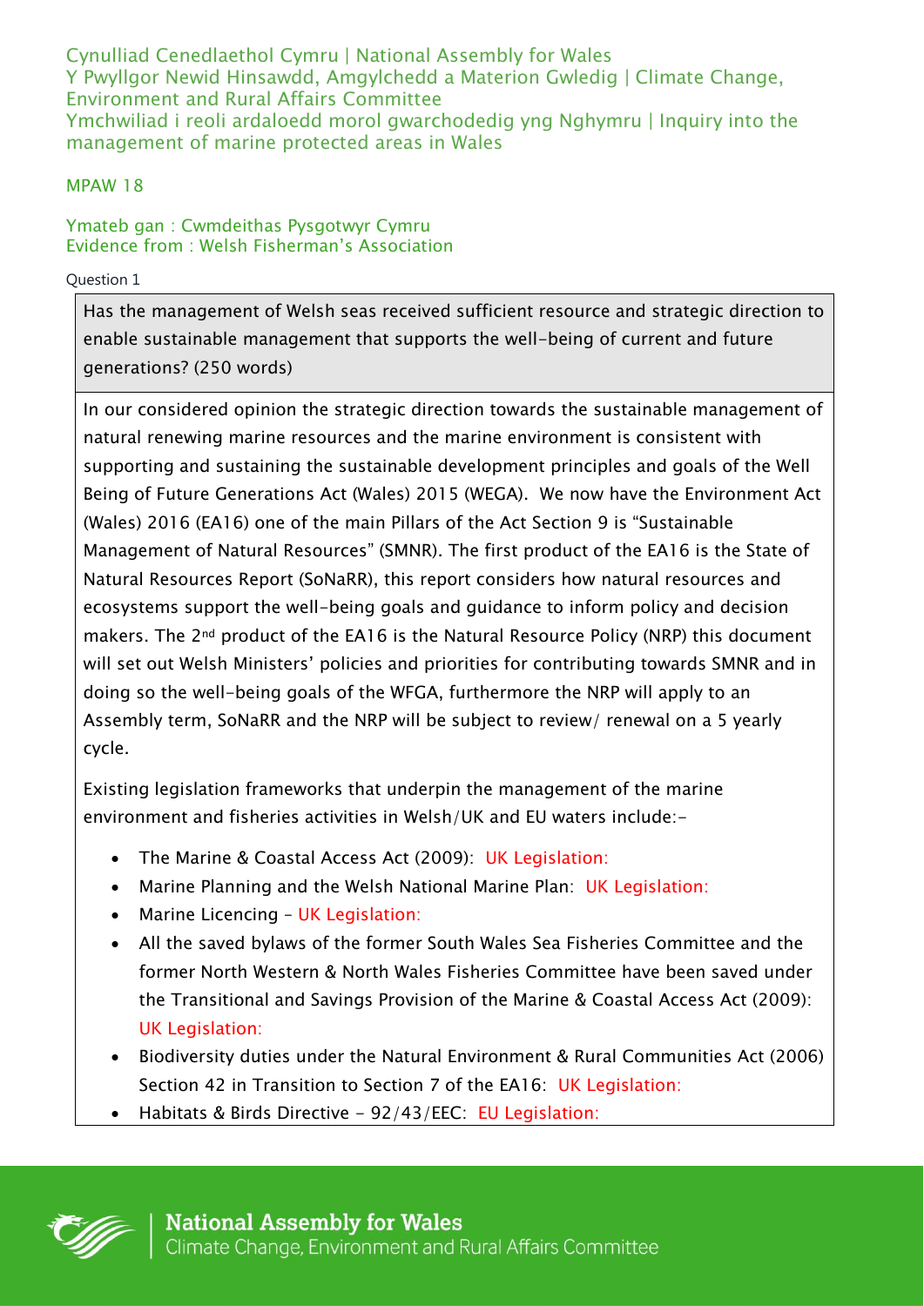Cynulliad Cenedlaethol Cymru | National Assembly for Wales
Y Pwyllgor Newid Hinsawdd, Amgylchedd a Materion Gwledig | Climate Change, Environment and Rural Affairs Committee
Ymchwiliad i reoli ardaloedd morol gwarchodedig yng Nghymru | Inquiry into the management of marine protected areas in Wales

MPAW 18

Ymateb gan : Cwmdeithas Pysgotwyr Cymru
Evidence from : Welsh Fisherman's Association

Question 1

**Has the management of Welsh seas received sufficient resource and strategic direction to enable sustainable management that supports the well-being of current and future generations? (250 words)**

In our considered opinion the strategic direction towards the sustainable management of natural renewing marine resources and the marine environment is consistent with supporting and sustaining the sustainable development principles and goals of the Well Being of Future Generations Act (Wales) 2015 (WEGA). We now have the Environment Act (Wales) 2016 (EA16) one of the main Pillars of the Act Section 9 is "Sustainable Management of Natural Resources" (SMNR). The first product of the EA16 is the State of Natural Resources Report (SoNaRR), this report considers how natural resources and ecosystems support the well-being goals and guidance to inform policy and decision makers. The 2nd product of the EA16 is the Natural Resource Policy (NRP) this document will set out Welsh Ministers' policies and priorities for contributing towards SMNR and in doing so the well-being goals of the WFGA, furthermore the NRP will apply to an Assembly term, SoNaRR and the NRP will be subject to review/ renewal on a 5 yearly cycle.

Existing legislation frameworks that underpin the management of the marine environment and fisheries activities in Welsh/UK and EU waters include:-

- The Marine & Coastal Access Act (2009): UK Legislation:
- Marine Planning and the Welsh National Marine Plan: UK Legislation:
- Marine Licencing – UK Legislation:
- All the saved bylaws of the former South Wales Sea Fisheries Committee and the former North Western & North Wales Fisheries Committee have been saved under the Transitional and Savings Provision of the Marine & Coastal Access Act (2009): UK Legislation:
- Biodiversity duties under the Natural Environment & Rural Communities Act (2006) Section 42 in Transition to Section 7 of the EA16: UK Legislation:
- Habitats & Birds Directive – 92/43/EEC: EU Legislation: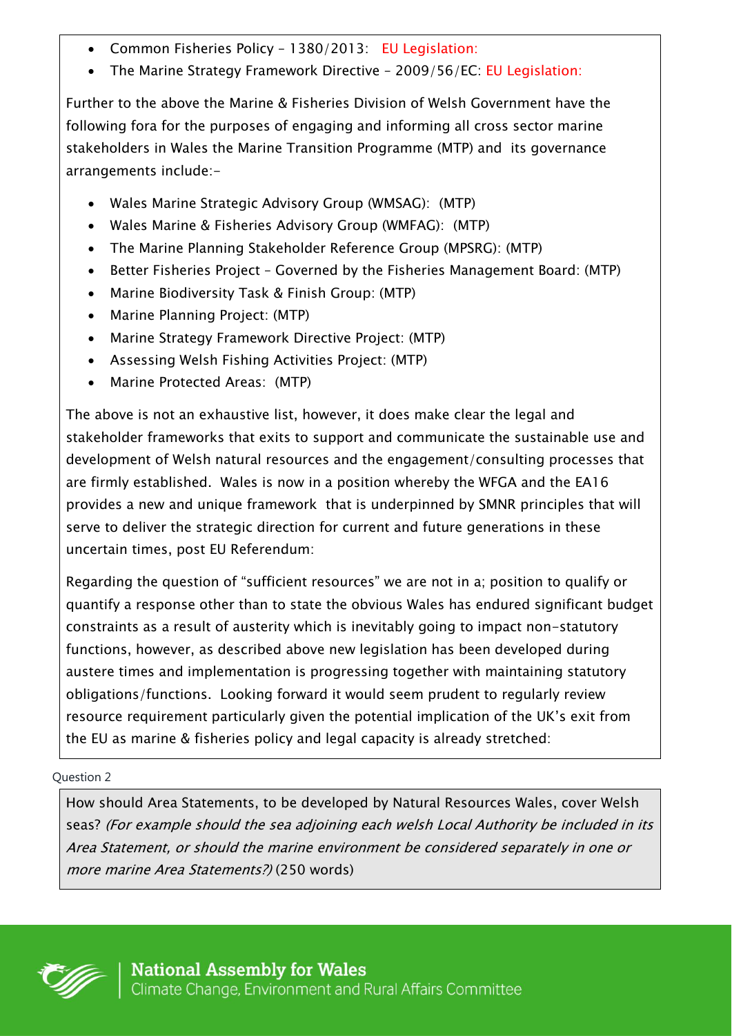- Common Fisheries Policy – 1380/2013: EU Legislation:
- The Marine Strategy Framework Directive – 2009/56/EC: EU Legislation:

Further to the above the Marine & Fisheries Division of Welsh Government have the following fora for the purposes of engaging and informing all cross sector marine stakeholders in Wales the Marine Transition Programme (MTP) and its governance arrangements include:-

- Wales Marine Strategic Advisory Group (WMSAG): (MTP)
- Wales Marine & Fisheries Advisory Group (WMFAG): (MTP)
- The Marine Planning Stakeholder Reference Group (MPSRG): (MTP)
- Better Fisheries Project – Governed by the Fisheries Management Board: (MTP)
- Marine Biodiversity Task & Finish Group: (MTP)
- Marine Planning Project: (MTP)
- Marine Strategy Framework Directive Project: (MTP)
- Assessing Welsh Fishing Activities Project: (MTP)
- Marine Protected Areas: (MTP)

The above is not an exhaustive list, however, it does make clear the legal and stakeholder frameworks that exits to support and communicate the sustainable use and development of Welsh natural resources and the engagement/consulting processes that are firmly established. Wales is now in a position whereby the WFGA and the EA16 provides a new and unique framework that is underpinned by SMNR principles that will serve to deliver the strategic direction for current and future generations in these uncertain times, post EU Referendum:

Regarding the question of "sufficient resources" we are not in a; position to qualify or quantify a response other than to state the obvious Wales has endured significant budget constraints as a result of austerity which is inevitably going to impact non-statutory functions, however, as described above new legislation has been developed during austere times and implementation is progressing together with maintaining statutory obligations/functions. Looking forward it would seem prudent to regularly review resource requirement particularly given the potential implication of the UK's exit from the EU as marine & fisheries policy and legal capacity is already stretched:

Question 2

How should Area Statements, to be developed by Natural Resources Wales, cover Welsh seas? *(For example should the sea adjoining each welsh Local Authority be included in its Area Statement, or should the marine environment be considered separately in one or more marine Area Statements?)* (250 words)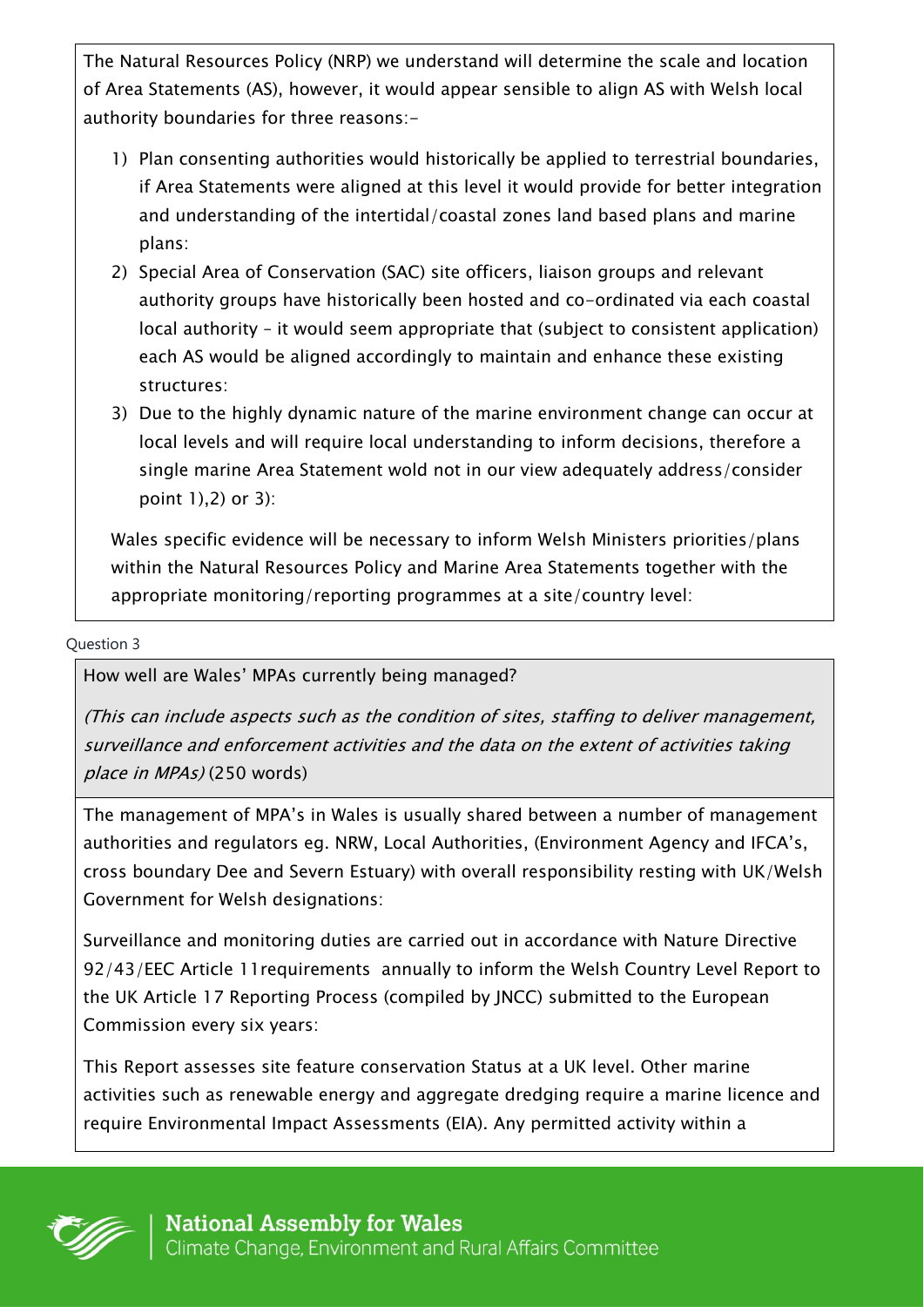The Natural Resources Policy (NRP) we understand will determine the scale and location of Area Statements (AS), however, it would appear sensible to align AS with Welsh local authority boundaries for three reasons:-

1) Plan consenting authorities would historically be applied to terrestrial boundaries, if Area Statements were aligned at this level it would provide for better integration and understanding of the intertidal/coastal zones land based plans and marine plans:
2) Special Area of Conservation (SAC) site officers, liaison groups and relevant authority groups have historically been hosted and co-ordinated via each coastal local authority – it would seem appropriate that (subject to consistent application) each AS would be aligned accordingly to maintain and enhance these existing structures:
3) Due to the highly dynamic nature of the marine environment change can occur at local levels and will require local understanding to inform decisions, therefore a single marine Area Statement wold not in our view adequately address/consider point 1),2) or 3):

Wales specific evidence will be necessary to inform Welsh Ministers priorities/plans within the Natural Resources Policy and Marine Area Statements together with the appropriate monitoring/reporting programmes at a site/country level:

Question 3

How well are Wales' MPAs currently being managed?

*(This can include aspects such as the condition of sites, staffing to deliver management, surveillance and enforcement activities and the data on the extent of activities taking place in MPAs)* (250 words)

The management of MPA's in Wales is usually shared between a number of management authorities and regulators eg. NRW, Local Authorities, (Environment Agency and IFCA's, cross boundary Dee and Severn Estuary) with overall responsibility resting with UK/Welsh Government for Welsh designations:

Surveillance and monitoring duties are carried out in accordance with Nature Directive 92/43/EEC Article 11requirements annually to inform the Welsh Country Level Report to the UK Article 17 Reporting Process (compiled by JNCC) submitted to the European Commission every six years:

This Report assesses site feature conservation Status at a UK level. Other marine activities such as renewable energy and aggregate dredging require a marine licence and require Environmental Impact Assessments (EIA). Any permitted activity within a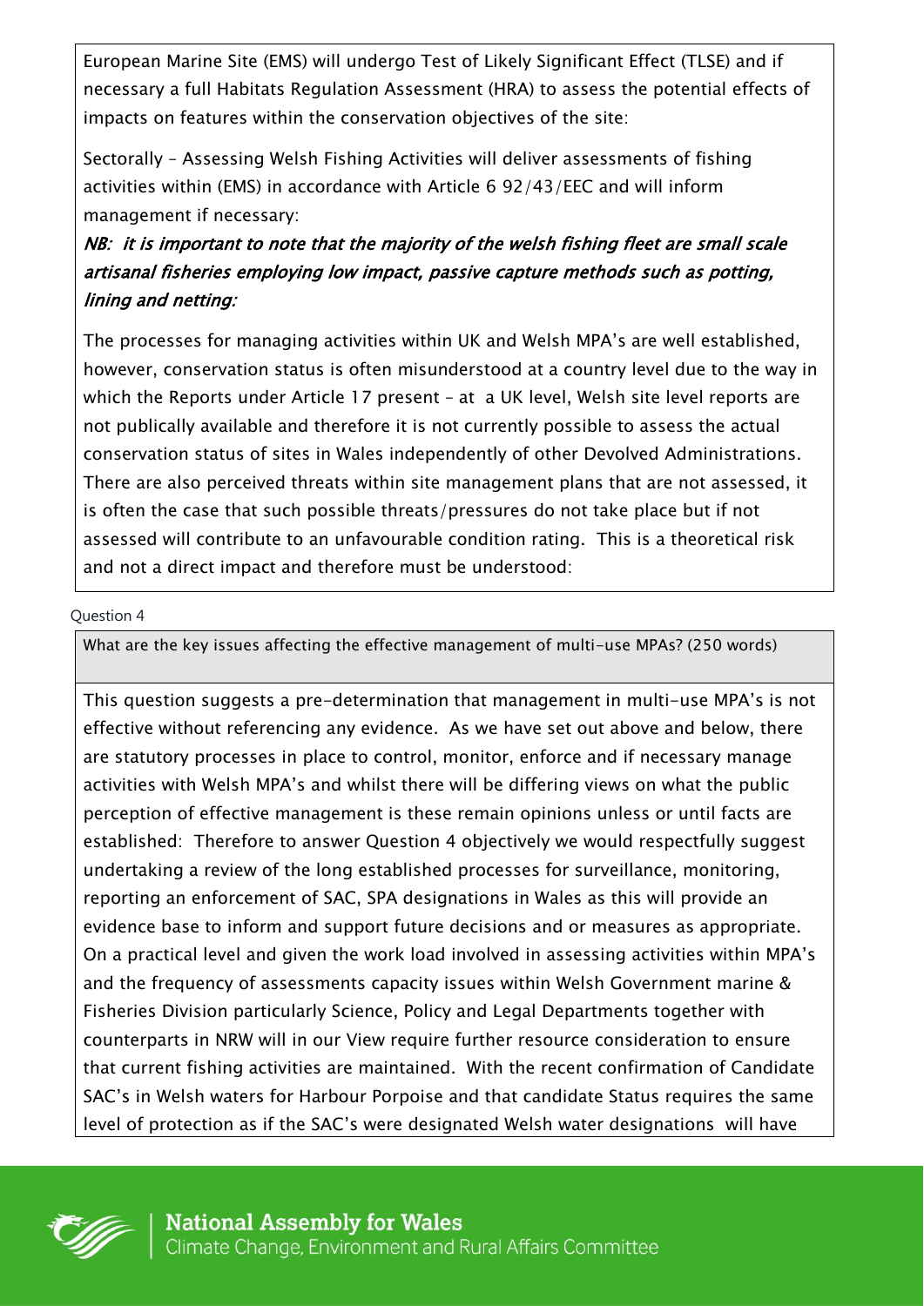European Marine Site (EMS) will undergo Test of Likely Significant Effect (TLSE) and if necessary a full Habitats Regulation Assessment (HRA) to assess the potential effects of impacts on features within the conservation objectives of the site:

Sectorally – Assessing Welsh Fishing Activities will deliver assessments of fishing activities within (EMS) in accordance with Article 6 92/43/EEC and will inform management if necessary:

***NB: it is important to note that the majority of the welsh fishing fleet are small scale artisanal fisheries employing low impact, passive capture methods such as potting, lining and netting:***

The processes for managing activities within UK and Welsh MPA's are well established, however, conservation status is often misunderstood at a country level due to the way in which the Reports under Article 17 present – at a UK level, Welsh site level reports are not publically available and therefore it is not currently possible to assess the actual conservation status of sites in Wales independently of other Devolved Administrations. There are also perceived threats within site management plans that are not assessed, it is often the case that such possible threats/pressures do not take place but if not assessed will contribute to an unfavourable condition rating. This is a theoretical risk and not a direct impact and therefore must be understood:

Question 4

What are the key issues affecting the effective management of multi-use MPAs? (250 words)

This question suggests a pre-determination that management in multi-use MPA's is not effective without referencing any evidence. As we have set out above and below, there are statutory processes in place to control, monitor, enforce and if necessary manage activities with Welsh MPA's and whilst there will be differing views on what the public perception of effective management is these remain opinions unless or until facts are established: Therefore to answer Question 4 objectively we would respectfully suggest undertaking a review of the long established processes for surveillance, monitoring, reporting an enforcement of SAC, SPA designations in Wales as this will provide an evidence base to inform and support future decisions and or measures as appropriate. On a practical level and given the work load involved in assessing activities within MPA's and the frequency of assessments capacity issues within Welsh Government marine & Fisheries Division particularly Science, Policy and Legal Departments together with counterparts in NRW will in our View require further resource consideration to ensure that current fishing activities are maintained. With the recent confirmation of Candidate SAC's in Welsh waters for Harbour Porpoise and that candidate Status requires the same level of protection as if the SAC's were designated Welsh water designations will have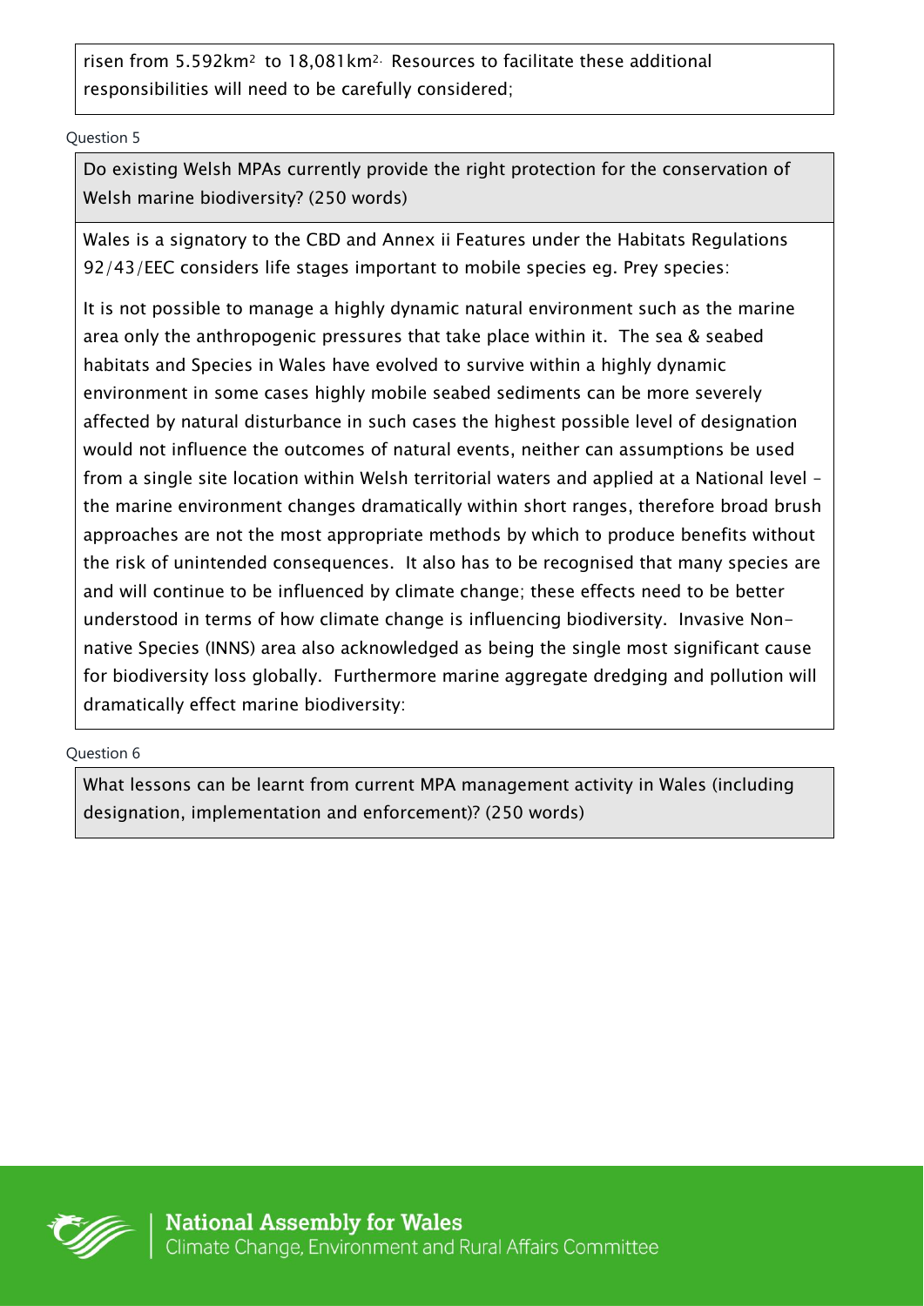risen from 5.592km$^2$ to 18,081km$^2$. Resources to facilitate these additional responsibilities will need to be carefully considered;

Question 5

Do existing Welsh MPAs currently provide the right protection for the conservation of Welsh marine biodiversity? (250 words)

Wales is a signatory to the CBD and Annex ii Features under the Habitats Regulations 92/43/EEC considers life stages important to mobile species eg. Prey species:

It is not possible to manage a highly dynamic natural environment such as the marine area only the anthropogenic pressures that take place within it. The sea & seabed habitats and Species in Wales have evolved to survive within a highly dynamic environment in some cases highly mobile seabed sediments can be more severely affected by natural disturbance in such cases the highest possible level of designation would not influence the outcomes of natural events, neither can assumptions be used from a single site location within Welsh territorial waters and applied at a National level – the marine environment changes dramatically within short ranges, therefore broad brush approaches are not the most appropriate methods by which to produce benefits without the risk of unintended consequences. It also has to be recognised that many species are and will continue to be influenced by climate change; these effects need to be better understood in terms of how climate change is influencing biodiversity. Invasive Non-native Species (INNS) area also acknowledged as being the single most significant cause for biodiversity loss globally. Furthermore marine aggregate dredging and pollution will dramatically effect marine biodiversity:

Question 6

What lessons can be learnt from current MPA management activity in Wales (including designation, implementation and enforcement)? (250 words)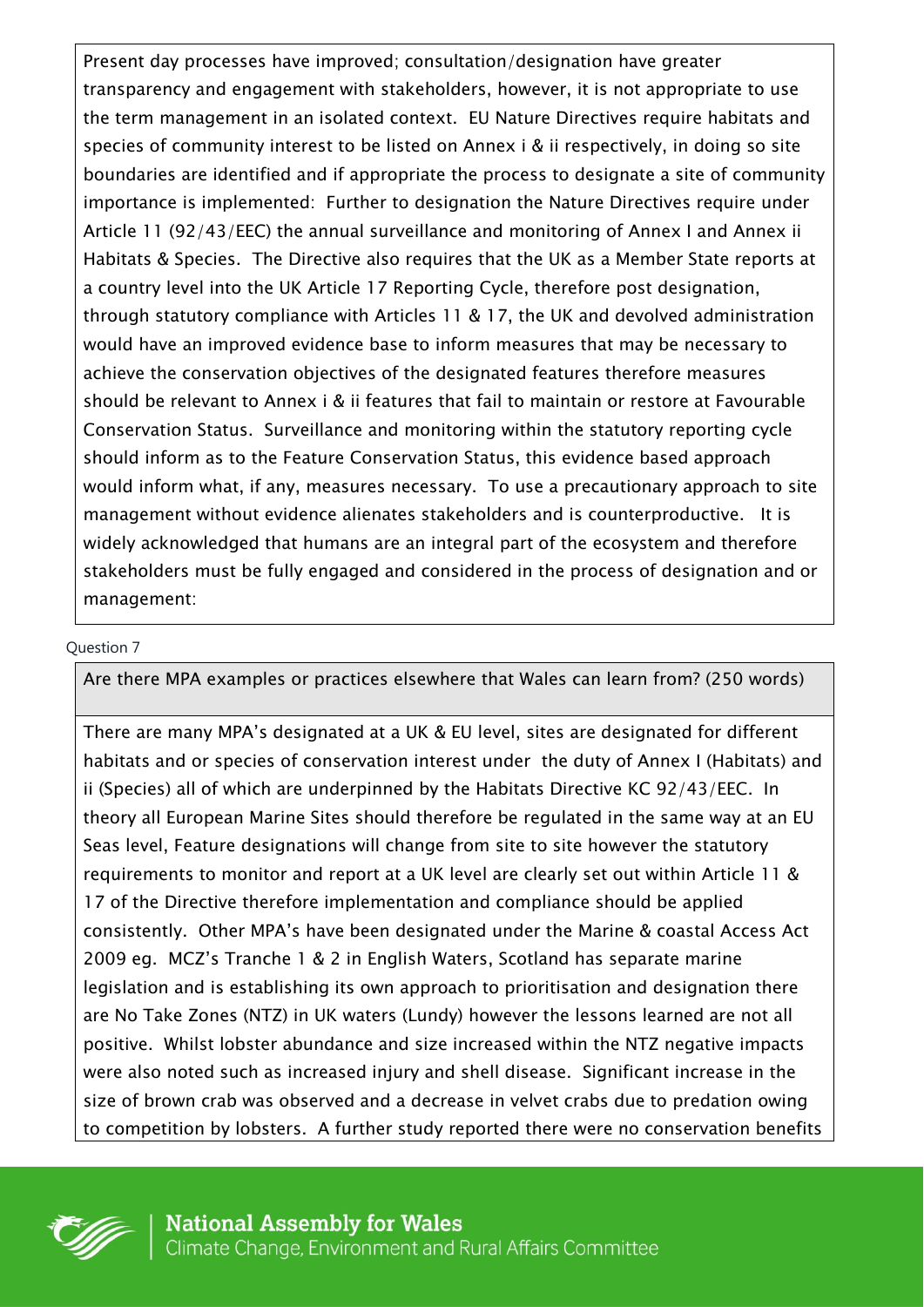Present day processes have improved; consultation/designation have greater transparency and engagement with stakeholders, however, it is not appropriate to use the term management in an isolated context. EU Nature Directives require habitats and species of community interest to be listed on Annex i & ii respectively, in doing so site boundaries are identified and if appropriate the process to designate a site of community importance is implemented: Further to designation the Nature Directives require under Article 11 (92/43/EEC) the annual surveillance and monitoring of Annex I and Annex ii Habitats & Species. The Directive also requires that the UK as a Member State reports at a country level into the UK Article 17 Reporting Cycle, therefore post designation, through statutory compliance with Articles 11 & 17, the UK and devolved administration would have an improved evidence base to inform measures that may be necessary to achieve the conservation objectives of the designated features therefore measures should be relevant to Annex i & ii features that fail to maintain or restore at Favourable Conservation Status. Surveillance and monitoring within the statutory reporting cycle should inform as to the Feature Conservation Status, this evidence based approach would inform what, if any, measures necessary. To use a precautionary approach to site management without evidence alienates stakeholders and is counterproductive. It is widely acknowledged that humans are an integral part of the ecosystem and therefore stakeholders must be fully engaged and considered in the process of designation and or management:

Question 7

Are there MPA examples or practices elsewhere that Wales can learn from? (250 words)

There are many MPA's designated at a UK & EU level, sites are designated for different habitats and or species of conservation interest under the duty of Annex I (Habitats) and ii (Species) all of which are underpinned by the Habitats Directive KC 92/43/EEC. In theory all European Marine Sites should therefore be regulated in the same way at an EU Seas level, Feature designations will change from site to site however the statutory requirements to monitor and report at a UK level are clearly set out within Article 11 & 17 of the Directive therefore implementation and compliance should be applied consistently. Other MPA's have been designated under the Marine & coastal Access Act 2009 eg. MCZ's Tranche 1 & 2 in English Waters, Scotland has separate marine legislation and is establishing its own approach to prioritisation and designation there are No Take Zones (NTZ) in UK waters (Lundy) however the lessons learned are not all positive. Whilst lobster abundance and size increased within the NTZ negative impacts were also noted such as increased injury and shell disease. Significant increase in the size of brown crab was observed and a decrease in velvet crabs due to predation owing to competition by lobsters. A further study reported there were no conservation benefits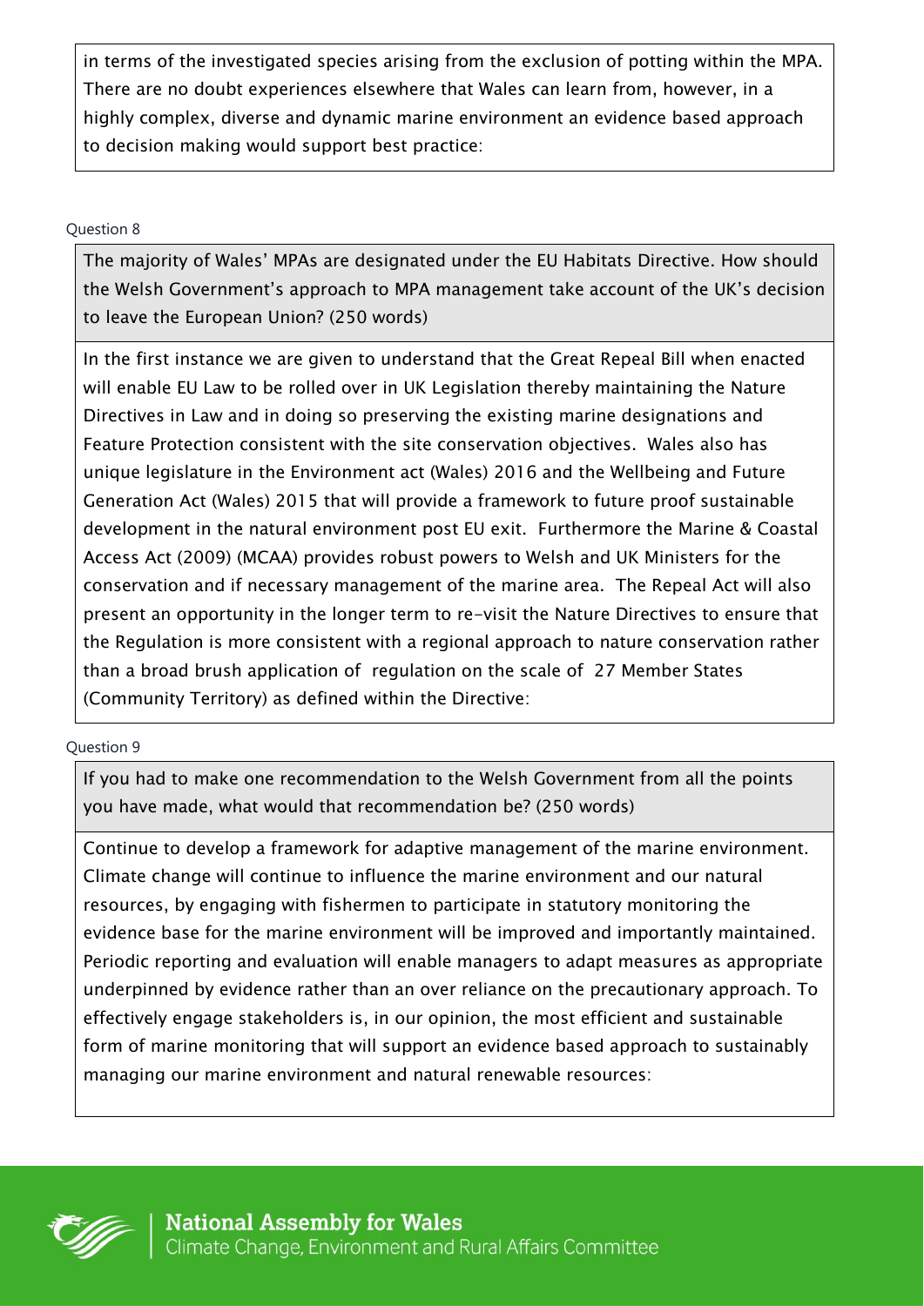in terms of the investigated species arising from the exclusion of potting within the MPA. There are no doubt experiences elsewhere that Wales can learn from, however, in a highly complex, diverse and dynamic marine environment an evidence based approach to decision making would support best practice:

Question 8

**The majority of Wales' MPAs are designated under the EU Habitats Directive. How should the Welsh Government's approach to MPA management take account of the UK's decision to leave the European Union? (250 words)**

In the first instance we are given to understand that the Great Repeal Bill when enacted will enable EU Law to be rolled over in UK Legislation thereby maintaining the Nature Directives in Law and in doing so preserving the existing marine designations and Feature Protection consistent with the site conservation objectives. Wales also has unique legislature in the Environment act (Wales) 2016 and the Wellbeing and Future Generation Act (Wales) 2015 that will provide a framework to future proof sustainable development in the natural environment post EU exit. Furthermore the Marine & Coastal Access Act (2009) (MCAA) provides robust powers to Welsh and UK Ministers for the conservation and if necessary management of the marine area. The Repeal Act will also present an opportunity in the longer term to re-visit the Nature Directives to ensure that the Regulation is more consistent with a regional approach to nature conservation rather than a broad brush application of regulation on the scale of 27 Member States (Community Territory) as defined within the Directive:

Question 9

**If you had to make one recommendation to the Welsh Government from all the points you have made, what would that recommendation be? (250 words)**

Continue to develop a framework for adaptive management of the marine environment. Climate change will continue to influence the marine environment and our natural resources, by engaging with fishermen to participate in statutory monitoring the evidence base for the marine environment will be improved and importantly maintained. Periodic reporting and evaluation will enable managers to adapt measures as appropriate underpinned by evidence rather than an over reliance on the precautionary approach. To effectively engage stakeholders is, in our opinion, the most efficient and sustainable form of marine monitoring that will support an evidence based approach to sustainably managing our marine environment and natural renewable resources: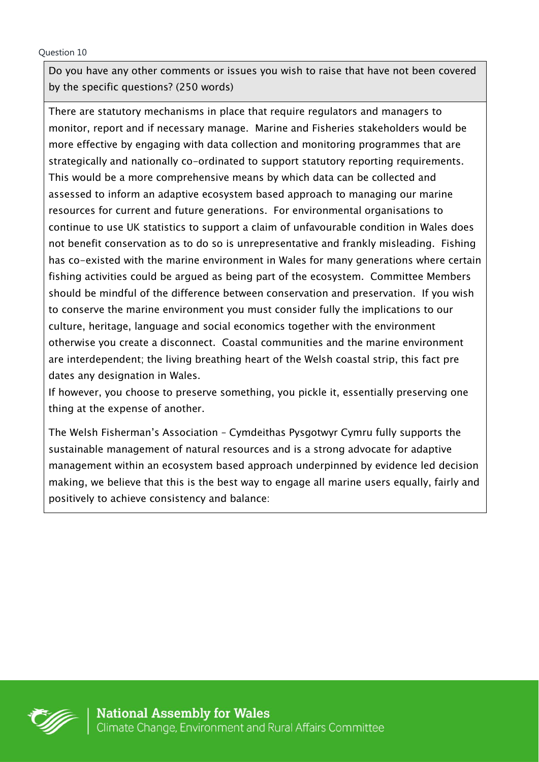Question 10

| Do you have any other comments or issues you wish to raise that have not been covered by the specific questions? (250 words) |
| --- |
| There are statutory mechanisms in place that require regulators and managers to monitor, report and if necessary manage. Marine and Fisheries stakeholders would be more effective by engaging with data collection and monitoring programmes that are strategically and nationally co-ordinated to support statutory reporting requirements. This would be a more comprehensive means by which data can be collected and assessed to inform an adaptive ecosystem based approach to managing our marine resources for current and future generations. For environmental organisations to continue to use UK statistics to support a claim of unfavourable condition in Wales does not benefit conservation as to do so is unrepresentative and frankly misleading. Fishing has co-existed with the marine environment in Wales for many generations where certain fishing activities could be argued as being part of the ecosystem. Committee Members should be mindful of the difference between conservation and preservation. If you wish to conserve the marine environment you must consider fully the implications to our culture, heritage, language and social economics together with the environment otherwise you create a disconnect. Coastal communities and the marine environment are interdependent; the living breathing heart of the Welsh coastal strip, this fact pre dates any designation in Wales.<br>If however, you choose to preserve something, you pickle it, essentially preserving one thing at the expense of another.<br><br>The Welsh Fisherman's Association – Cymdeithas Pysgotwyr Cymru fully supports the sustainable management of natural resources and is a strong advocate for adaptive management within an ecosystem based approach underpinned by evidence led decision making, we believe that this is the best way to engage all marine users equally, fairly and positively to achieve consistency and balance: |